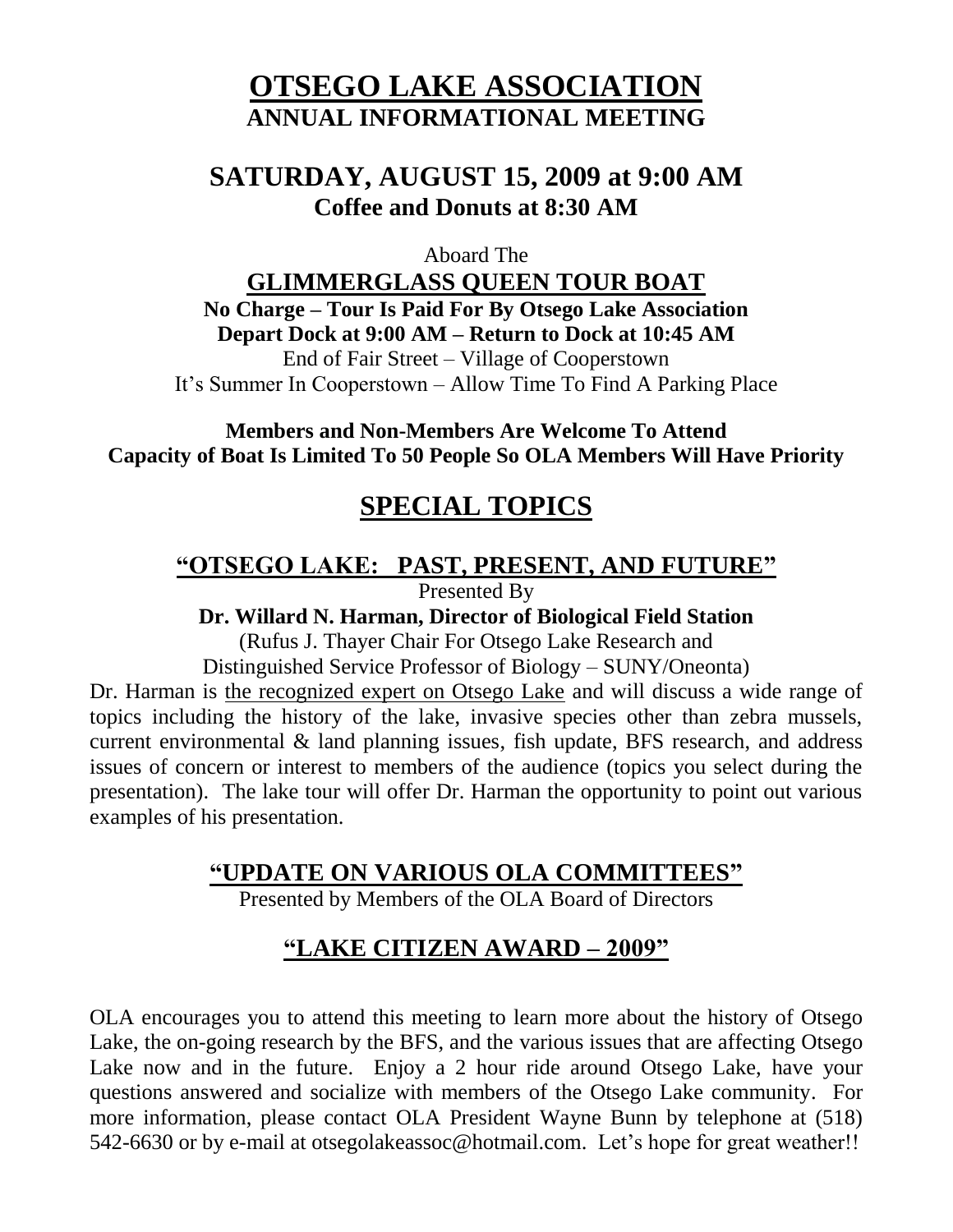# OTSEGO LAKE ASSOCIATION

**ANNUAL INFORMATIONAL MEETING**

## SATURDAY, AUGUST 15, 2009 at 9:00 AM

**Coffee and Donuts at 8:30 AM**

Aboard The

**GLIMMERGLASS QUEEN TOUR BOAT**

**No Charge – Tour Is Paid For By Otsego Lake Association**

**Depart Dock at 9:00 AM – Return to Dock at 10:45 AM**

End of Fair Street – Village of Cooperstown

It's Summer In Cooperstown – Allow Time To Find A Parking Place

**Members and Non-Members Are Welcome To Attend**

**Capacity of Boat Is Limited To 50 People So OLA Members Will Have Priority**

## SPECIAL TOPICS

### "OTSEGO LAKE: PAST, PRESENT, AND FUTURE"

Presented By

**Dr. Willard N. Harman, Director of Biological Field Station**

(Rufus J. Thayer Chair For Otsego Lake Research and Distinguished Service Professor of Biology – SUNY/Oneonta)

Dr. Harman is the recognized expert on Otsego Lake and will discuss a wide range of topics including the history of the lake, invasive species other than zebra mussels, current environmental & land planning issues, fish update, BFS research, and address issues of concern or interest to members of the audience (topics you select during the presentation). The lake tour will offer Dr. Harman the opportunity to point out various examples of his presentation.

### "UPDATE ON VARIOUS OLA COMMITTEES"

Presented by Members of the OLA Board of Directors

### "LAKE CITIZEN AWARD – 2009"

OLA encourages you to attend this meeting to learn more about the history of Otsego Lake, the on-going research by the BFS, and the various issues that are affecting Otsego Lake now and in the future. Enjoy a 2 hour ride around Otsego Lake, have your questions answered and socialize with members of the Otsego Lake community. For more information, please contact OLA President Wayne Bunn by telephone at (518) 542-6630 or by e-mail at otsegolakeassoc@hotmail.com. Let's hope for great weather!!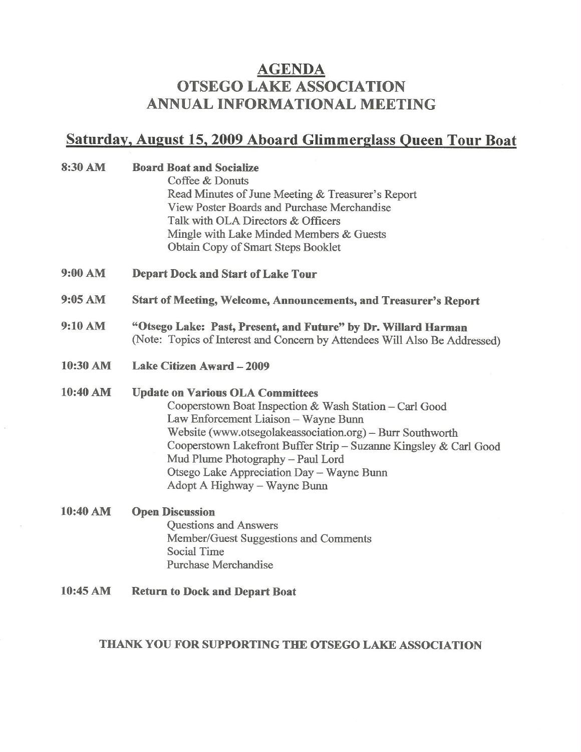# AGENDA
# OTSEGO LAKE ASSOCIATION
# ANNUAL INFORMATIONAL MEETING

## Saturday, August 15, 2009 Aboard Glimmerglass Queen Tour Boat

**8:30 AM** **Board Boat and Socialize**

- Coffee & Donuts
- Read Minutes of June Meeting & Treasurer's Report
- View Poster Boards and Purchase Merchandise
- Talk with OLA Directors & Officers
- Mingle with Lake Minded Members & Guests
- Obtain Copy of Smart Steps Booklet

**9:00 AM** **Depart Dock and Start of Lake Tour**

**9:05 AM** **Start of Meeting, Welcome, Announcements, and Treasurer's Report**

**9:10 AM** **"Otsego Lake: Past, Present, and Future" by Dr. Willard Harman**
(Note: Topics of Interest and Concern by Attendees Will Also Be Addressed)

**10:30 AM** **Lake Citizen Award – 2009**

**10:40 AM** **Update on Various OLA Committees**

- Cooperstown Boat Inspection & Wash Station – Carl Good
- Law Enforcement Liaison – Wayne Bunn
- Website (www.otsegolakeassociation.org) – Burr Southworth
- Cooperstown Lakefront Buffer Strip – Suzanne Kingsley & Carl Good
- Mud Plume Photography – Paul Lord
- Otsego Lake Appreciation Day – Wayne Bunn
- Adopt A Highway – Wayne Bunn

**10:40 AM** **Open Discussion**

- Questions and Answers
- Member/Guest Suggestions and Comments
- Social Time
- Purchase Merchandise

**10:45 AM** **Return to Dock and Depart Boat**

**THANK YOU FOR SUPPORTING THE OTSEGO LAKE ASSOCIATION**